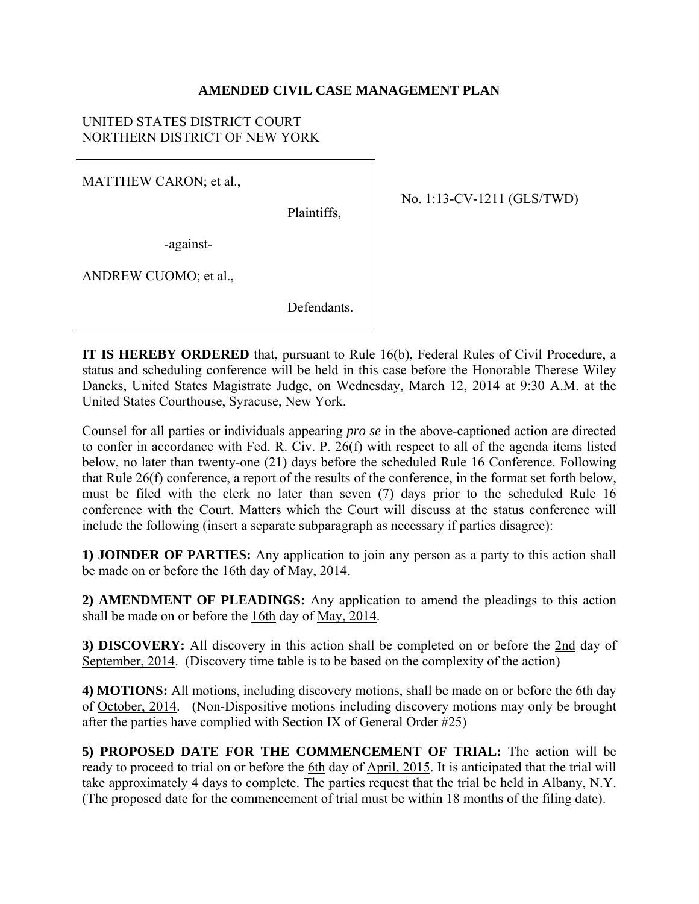**AMENDED CIVIL CASE MANAGEMENT PLAN**

UNITED STATES DISTRICT COURT
NORTHERN DISTRICT OF NEW YORK

MATTHEW CARON; et al.,

Plaintiffs,

-against-

ANDREW CUOMO; et al.,

Defendants.

No. 1:13-CV-1211 (GLS/TWD)

**IT IS HEREBY ORDERED** that, pursuant to Rule 16(b), Federal Rules of Civil Procedure, a status and scheduling conference will be held in this case before the Honorable Therese Wiley Dancks, United States Magistrate Judge, on Wednesday, March 12, 2014 at 9:30 A.M. at the United States Courthouse, Syracuse, New York.

Counsel for all parties or individuals appearing *pro se* in the above-captioned action are directed to confer in accordance with Fed. R. Civ. P. 26(f) with respect to all of the agenda items listed below, no later than twenty-one (21) days before the scheduled Rule 16 Conference. Following that Rule 26(f) conference, a report of the results of the conference, in the format set forth below, must be filed with the clerk no later than seven (7) days prior to the scheduled Rule 16 conference with the Court. Matters which the Court will discuss at the status conference will include the following (insert a separate subparagraph as necessary if parties disagree):

**1) JOINDER OF PARTIES:** Any application to join any person as a party to this action shall be made on or before the 16th day of May, 2014.

**2) AMENDMENT OF PLEADINGS:** Any application to amend the pleadings to this action shall be made on or before the 16th day of May, 2014.

**3) DISCOVERY:** All discovery in this action shall be completed on or before the 2nd day of September, 2014. (Discovery time table is to be based on the complexity of the action)

**4) MOTIONS:** All motions, including discovery motions, shall be made on or before the 6th day of October, 2014. (Non-Dispositive motions including discovery motions may only be brought after the parties have complied with Section IX of General Order #25)

**5) PROPOSED DATE FOR THE COMMENCEMENT OF TRIAL:** The action will be ready to proceed to trial on or before the 6th day of April, 2015. It is anticipated that the trial will take approximately 4 days to complete. The parties request that the trial be held in Albany, N.Y. (The proposed date for the commencement of trial must be within 18 months of the filing date).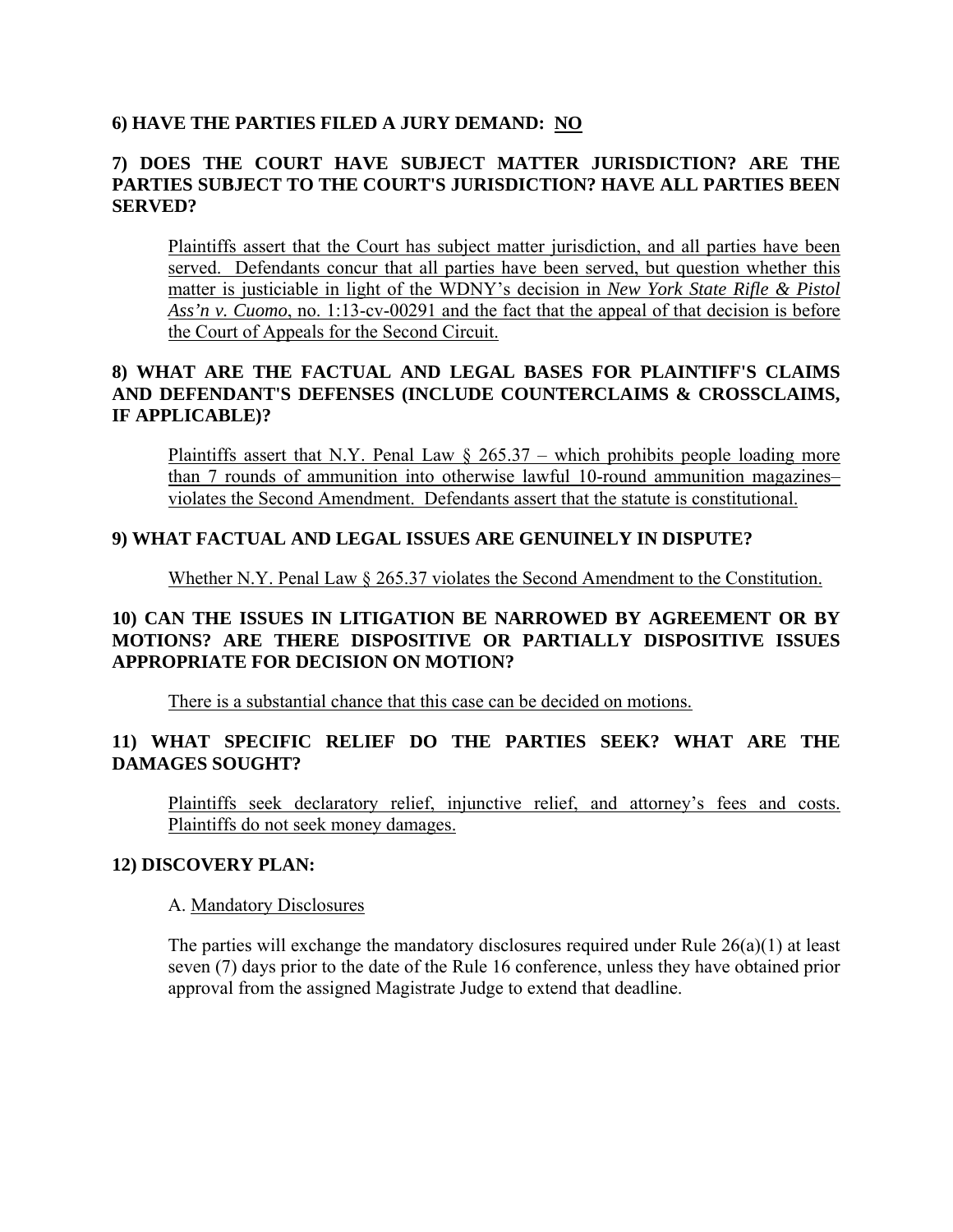**6) HAVE THE PARTIES FILED A JURY DEMAND: NO**

**7) DOES THE COURT HAVE SUBJECT MATTER JURISDICTION? ARE THE PARTIES SUBJECT TO THE COURT'S JURISDICTION? HAVE ALL PARTIES BEEN SERVED?**

Plaintiffs assert that the Court has subject matter jurisdiction, and all parties have been served. Defendants concur that all parties have been served, but question whether this matter is justiciable in light of the WDNY's decision in *New York State Rifle & Pistol Ass'n v. Cuomo*, no. 1:13-cv-00291 and the fact that the appeal of that decision is before the Court of Appeals for the Second Circuit.

**8) WHAT ARE THE FACTUAL AND LEGAL BASES FOR PLAINTIFF'S CLAIMS AND DEFENDANT'S DEFENSES (INCLUDE COUNTERCLAIMS & CROSSCLAIMS, IF APPLICABLE)?**

Plaintiffs assert that N.Y. Penal Law § 265.37 – which prohibits people loading more than 7 rounds of ammunition into otherwise lawful 10-round ammunition magazines– violates the Second Amendment. Defendants assert that the statute is constitutional.

**9) WHAT FACTUAL AND LEGAL ISSUES ARE GENUINELY IN DISPUTE?**

Whether N.Y. Penal Law § 265.37 violates the Second Amendment to the Constitution.

**10) CAN THE ISSUES IN LITIGATION BE NARROWED BY AGREEMENT OR BY MOTIONS? ARE THERE DISPOSITIVE OR PARTIALLY DISPOSITIVE ISSUES APPROPRIATE FOR DECISION ON MOTION?**

There is a substantial chance that this case can be decided on motions.

**11) WHAT SPECIFIC RELIEF DO THE PARTIES SEEK? WHAT ARE THE DAMAGES SOUGHT?**

Plaintiffs seek declaratory relief, injunctive relief, and attorney's fees and costs. Plaintiffs do not seek money damages.

**12) DISCOVERY PLAN:**

A. Mandatory Disclosures

The parties will exchange the mandatory disclosures required under Rule 26(a)(1) at least seven (7) days prior to the date of the Rule 16 conference, unless they have obtained prior approval from the assigned Magistrate Judge to extend that deadline.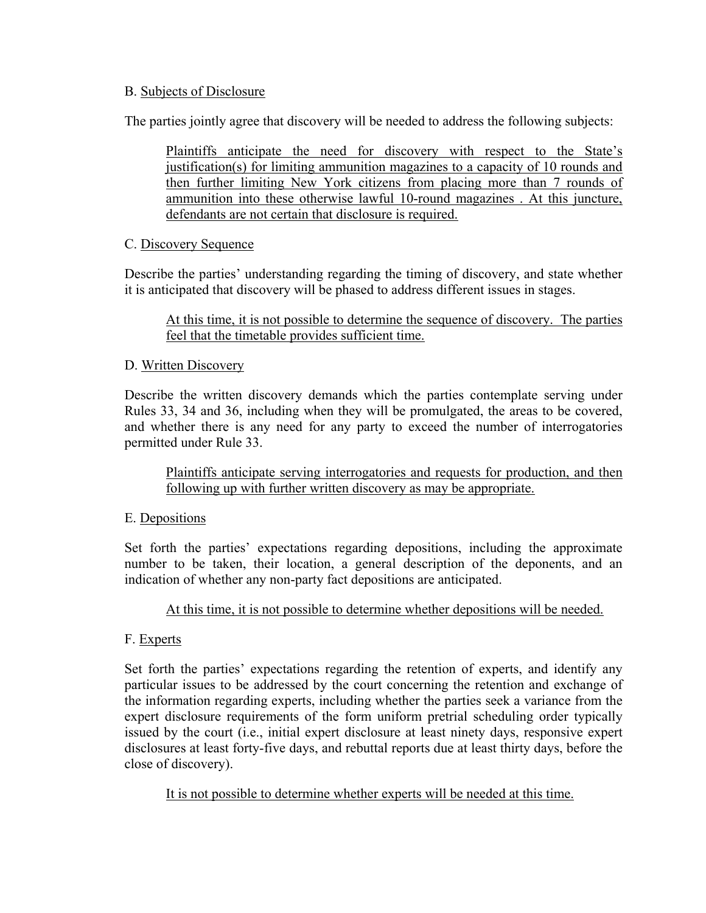B. Subjects of Disclosure

The parties jointly agree that discovery will be needed to address the following subjects:

> Plaintiffs anticipate the need for discovery with respect to the State's justification(s) for limiting ammunition magazines to a capacity of 10 rounds and then further limiting New York citizens from placing more than 7 rounds of ammunition into these otherwise lawful 10-round magazines . At this juncture, defendants are not certain that disclosure is required.

C. Discovery Sequence

Describe the parties' understanding regarding the timing of discovery, and state whether it is anticipated that discovery will be phased to address different issues in stages.

> At this time, it is not possible to determine the sequence of discovery. The parties feel that the timetable provides sufficient time.

D. Written Discovery

Describe the written discovery demands which the parties contemplate serving under Rules 33, 34 and 36, including when they will be promulgated, the areas to be covered, and whether there is any need for any party to exceed the number of interrogatories permitted under Rule 33.

> Plaintiffs anticipate serving interrogatories and requests for production, and then following up with further written discovery as may be appropriate.

E. Depositions

Set forth the parties' expectations regarding depositions, including the approximate number to be taken, their location, a general description of the deponents, and an indication of whether any non-party fact depositions are anticipated.

> At this time, it is not possible to determine whether depositions will be needed.

F. Experts

Set forth the parties' expectations regarding the retention of experts, and identify any particular issues to be addressed by the court concerning the retention and exchange of the information regarding experts, including whether the parties seek a variance from the expert disclosure requirements of the form uniform pretrial scheduling order typically issued by the court (i.e., initial expert disclosure at least ninety days, responsive expert disclosures at least forty-five days, and rebuttal reports due at least thirty days, before the close of discovery).

> It is not possible to determine whether experts will be needed at this time.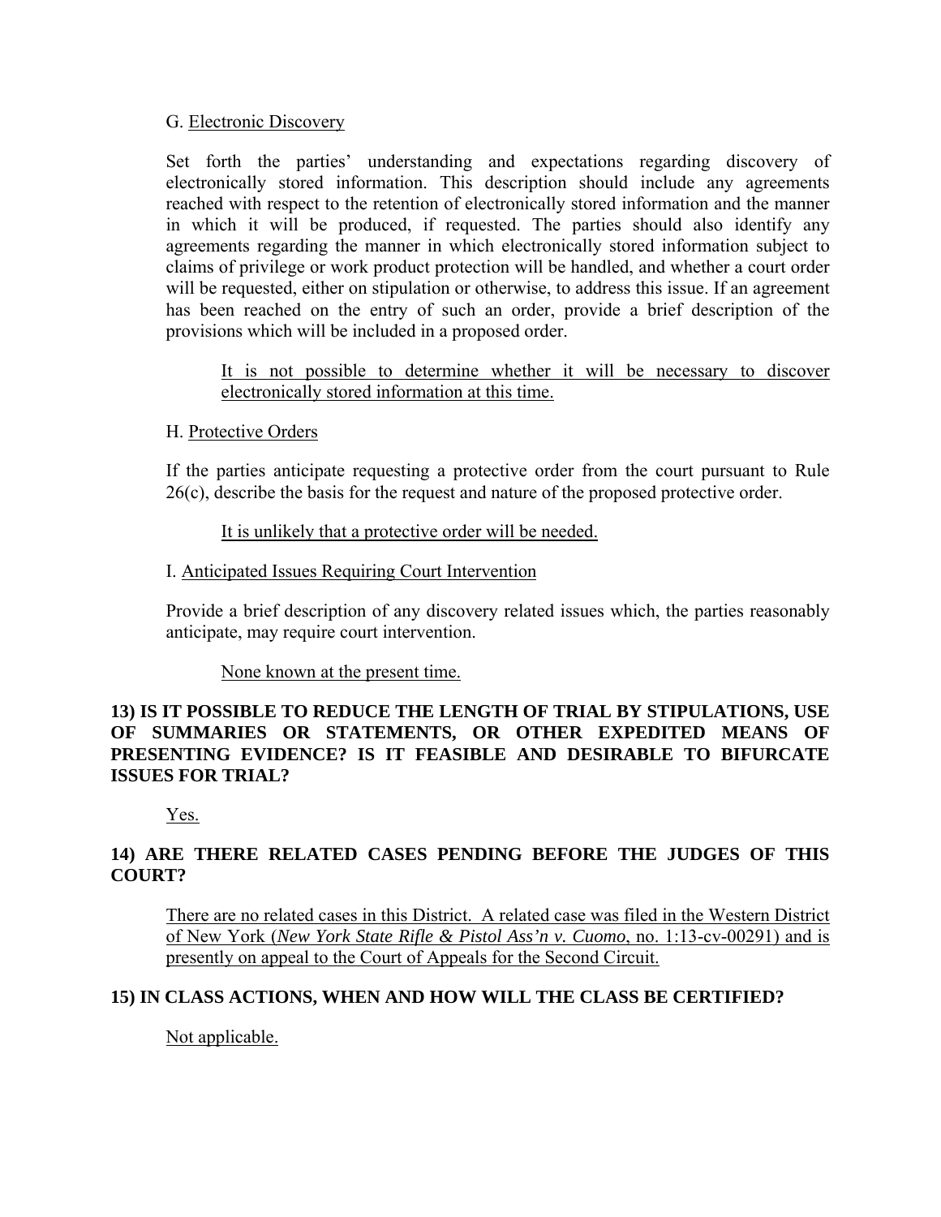G. Electronic Discovery

Set forth the parties' understanding and expectations regarding discovery of electronically stored information. This description should include any agreements reached with respect to the retention of electronically stored information and the manner in which it will be produced, if requested. The parties should also identify any agreements regarding the manner in which electronically stored information subject to claims of privilege or work product protection will be handled, and whether a court order will be requested, either on stipulation or otherwise, to address this issue. If an agreement has been reached on the entry of such an order, provide a brief description of the provisions which will be included in a proposed order.

> It is not possible to determine whether it will be necessary to discover electronically stored information at this time.

H. Protective Orders

If the parties anticipate requesting a protective order from the court pursuant to Rule 26(c), describe the basis for the request and nature of the proposed protective order.

> It is unlikely that a protective order will be needed.

I. Anticipated Issues Requiring Court Intervention

Provide a brief description of any discovery related issues which, the parties reasonably anticipate, may require court intervention.

> None known at the present time.

**13) IS IT POSSIBLE TO REDUCE THE LENGTH OF TRIAL BY STIPULATIONS, USE OF SUMMARIES OR STATEMENTS, OR OTHER EXPEDITED MEANS OF PRESENTING EVIDENCE? IS IT FEASIBLE AND DESIRABLE TO BIFURCATE ISSUES FOR TRIAL?**

Yes.

**14) ARE THERE RELATED CASES PENDING BEFORE THE JUDGES OF THIS COURT?**

There are no related cases in this District. A related case was filed in the Western District of New York (*New York State Rifle & Pistol Ass'n v. Cuomo*, no. 1:13-cv-00291) and is presently on appeal to the Court of Appeals for the Second Circuit.

**15) IN CLASS ACTIONS, WHEN AND HOW WILL THE CLASS BE CERTIFIED?**

Not applicable.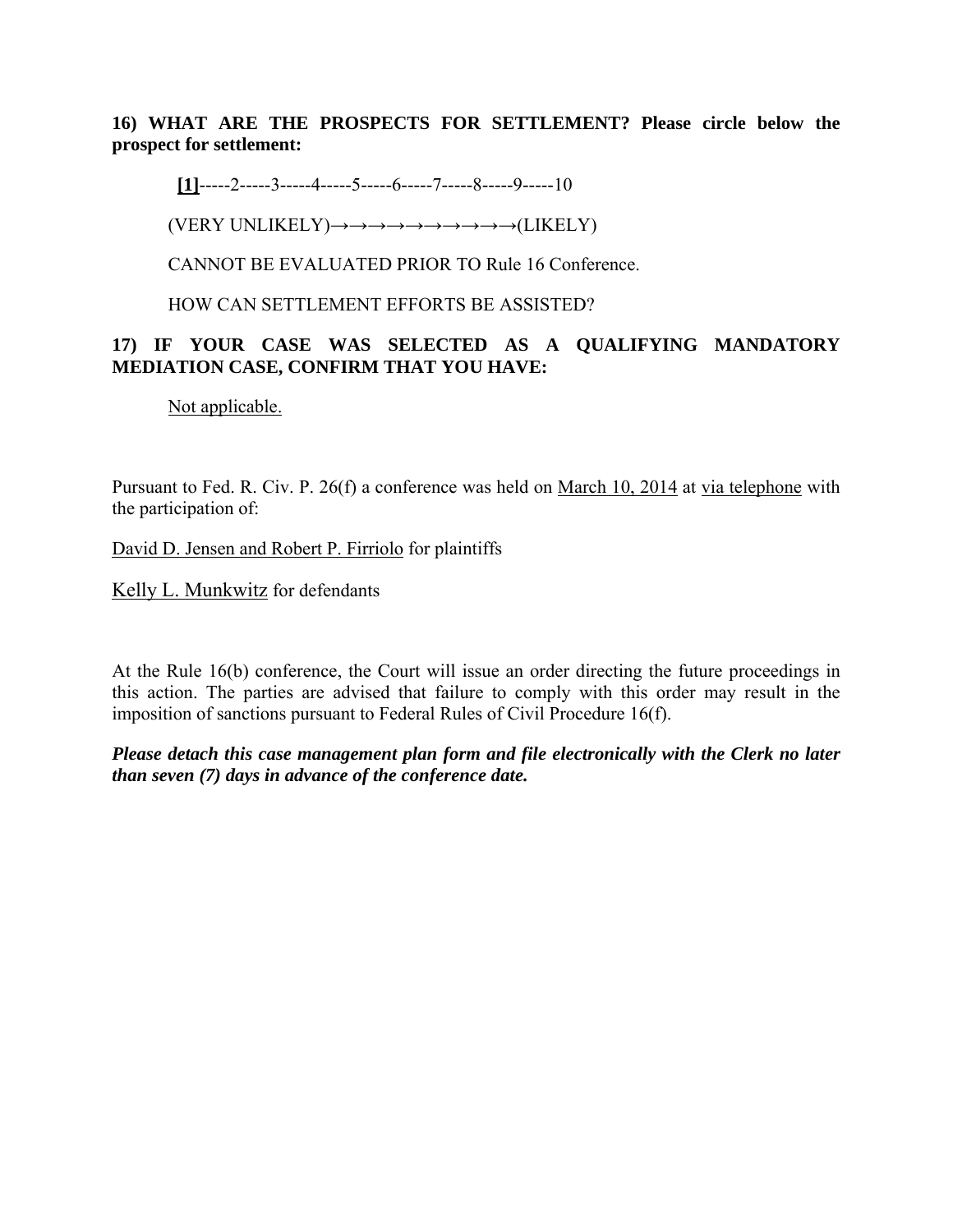**16) WHAT ARE THE PROSPECTS FOR SETTLEMENT? Please circle below the prospect for settlement:**

**[1]**-----2-----3-----4-----5-----6-----7-----8-----9-----10

(VERY UNLIKELY)→→→→→→→→→→→(LIKELY)

CANNOT BE EVALUATED PRIOR TO Rule 16 Conference.

HOW CAN SETTLEMENT EFFORTS BE ASSISTED?

**17) IF YOUR CASE WAS SELECTED AS A QUALIFYING MANDATORY MEDIATION CASE, CONFIRM THAT YOU HAVE:**

Not applicable.

Pursuant to Fed. R. Civ. P. 26(f) a conference was held on March 10, 2014 at via telephone with the participation of:

David D. Jensen and Robert P. Firriolo for plaintiffs

Kelly L. Munkwitz for defendants

At the Rule 16(b) conference, the Court will issue an order directing the future proceedings in this action. The parties are advised that failure to comply with this order may result in the imposition of sanctions pursuant to Federal Rules of Civil Procedure 16(f).

***Please detach this case management plan form and file electronically with the Clerk no later than seven (7) days in advance of the conference date.***